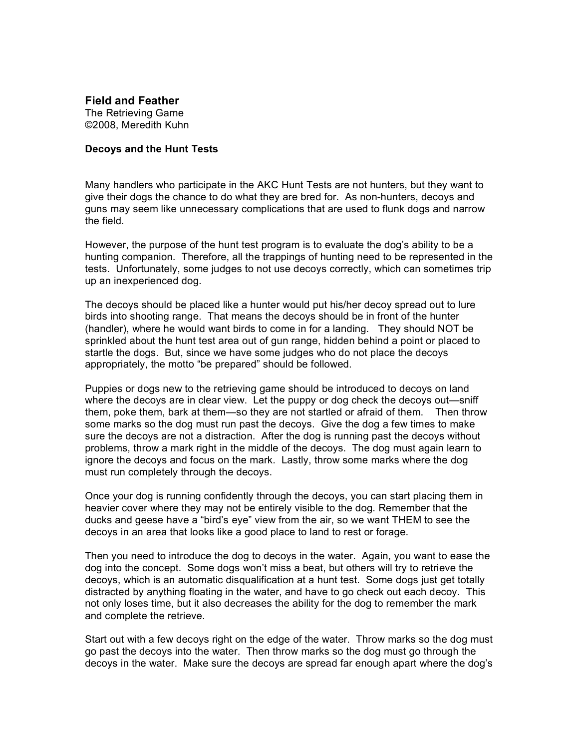## Field and Feather

The Retrieving Game
©2008, Meredith Kuhn

### Decoys and the Hunt Tests

Many handlers who participate in the AKC Hunt Tests are not hunters, but they want to give their dogs the chance to do what they are bred for. As non-hunters, decoys and guns may seem like unnecessary complications that are used to flunk dogs and narrow the field.

However, the purpose of the hunt test program is to evaluate the dog's ability to be a hunting companion. Therefore, all the trappings of hunting need to be represented in the tests. Unfortunately, some judges to not use decoys correctly, which can sometimes trip up an inexperienced dog.

The decoys should be placed like a hunter would put his/her decoy spread out to lure birds into shooting range. That means the decoys should be in front of the hunter (handler), where he would want birds to come in for a landing. They should NOT be sprinkled about the hunt test area out of gun range, hidden behind a point or placed to startle the dogs. But, since we have some judges who do not place the decoys appropriately, the motto "be prepared" should be followed.

Puppies or dogs new to the retrieving game should be introduced to decoys on land where the decoys are in clear view. Let the puppy or dog check the decoys out—sniff them, poke them, bark at them—so they are not startled or afraid of them. Then throw some marks so the dog must run past the decoys. Give the dog a few times to make sure the decoys are not a distraction. After the dog is running past the decoys without problems, throw a mark right in the middle of the decoys. The dog must again learn to ignore the decoys and focus on the mark. Lastly, throw some marks where the dog must run completely through the decoys.

Once your dog is running confidently through the decoys, you can start placing them in heavier cover where they may not be entirely visible to the dog. Remember that the ducks and geese have a "bird's eye" view from the air, so we want THEM to see the decoys in an area that looks like a good place to land to rest or forage.

Then you need to introduce the dog to decoys in the water. Again, you want to ease the dog into the concept. Some dogs won't miss a beat, but others will try to retrieve the decoys, which is an automatic disqualification at a hunt test. Some dogs just get totally distracted by anything floating in the water, and have to go check out each decoy. This not only loses time, but it also decreases the ability for the dog to remember the mark and complete the retrieve.

Start out with a few decoys right on the edge of the water. Throw marks so the dog must go past the decoys into the water. Then throw marks so the dog must go through the decoys in the water. Make sure the decoys are spread far enough apart where the dog's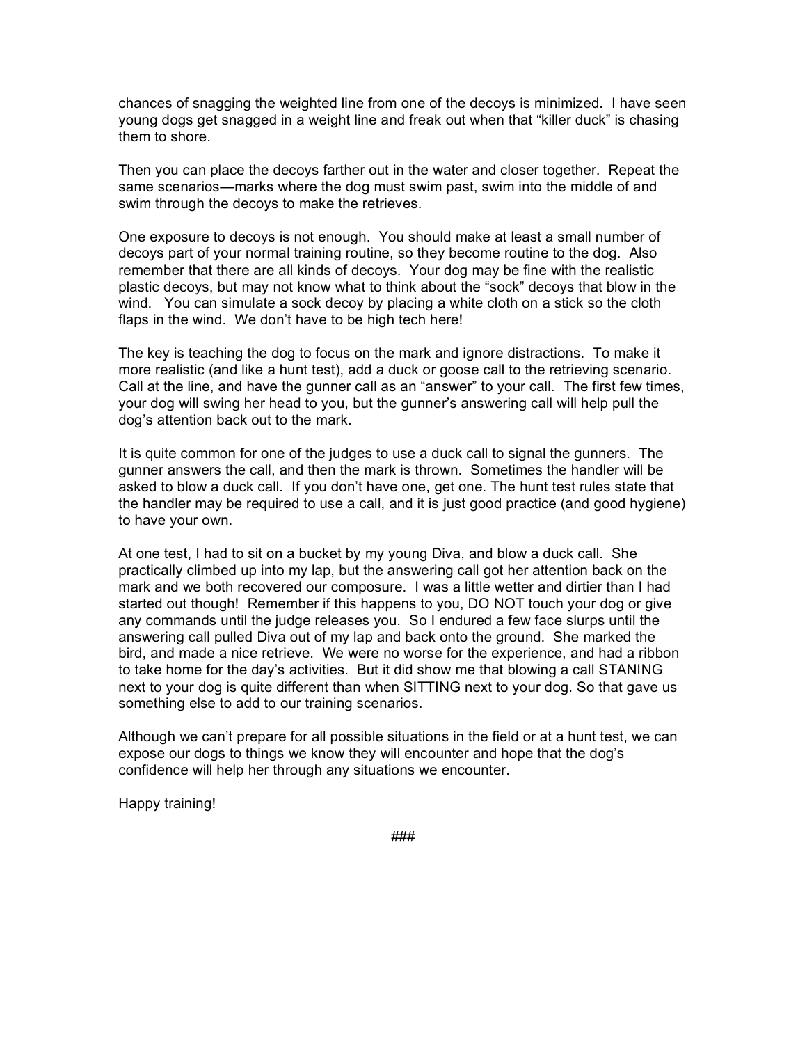chances of snagging the weighted line from one of the decoys is minimized. I have seen young dogs get snagged in a weight line and freak out when that "killer duck" is chasing them to shore.

Then you can place the decoys farther out in the water and closer together. Repeat the same scenarios—marks where the dog must swim past, swim into the middle of and swim through the decoys to make the retrieves.

One exposure to decoys is not enough. You should make at least a small number of decoys part of your normal training routine, so they become routine to the dog. Also remember that there are all kinds of decoys. Your dog may be fine with the realistic plastic decoys, but may not know what to think about the "sock" decoys that blow in the wind. You can simulate a sock decoy by placing a white cloth on a stick so the cloth flaps in the wind. We don't have to be high tech here!

The key is teaching the dog to focus on the mark and ignore distractions. To make it more realistic (and like a hunt test), add a duck or goose call to the retrieving scenario. Call at the line, and have the gunner call as an "answer" to your call. The first few times, your dog will swing her head to you, but the gunner's answering call will help pull the dog's attention back out to the mark.

It is quite common for one of the judges to use a duck call to signal the gunners. The gunner answers the call, and then the mark is thrown. Sometimes the handler will be asked to blow a duck call. If you don't have one, get one. The hunt test rules state that the handler may be required to use a call, and it is just good practice (and good hygiene) to have your own.

At one test, I had to sit on a bucket by my young Diva, and blow a duck call. She practically climbed up into my lap, but the answering call got her attention back on the mark and we both recovered our composure. I was a little wetter and dirtier than I had started out though! Remember if this happens to you, DO NOT touch your dog or give any commands until the judge releases you. So I endured a few face slurps until the answering call pulled Diva out of my lap and back onto the ground. She marked the bird, and made a nice retrieve. We were no worse for the experience, and had a ribbon to take home for the day's activities. But it did show me that blowing a call STANING next to your dog is quite different than when SITTING next to your dog. So that gave us something else to add to our training scenarios.

Although we can't prepare for all possible situations in the field or at a hunt test, we can expose our dogs to things we know they will encounter and hope that the dog's confidence will help her through any situations we encounter.

Happy training!

###